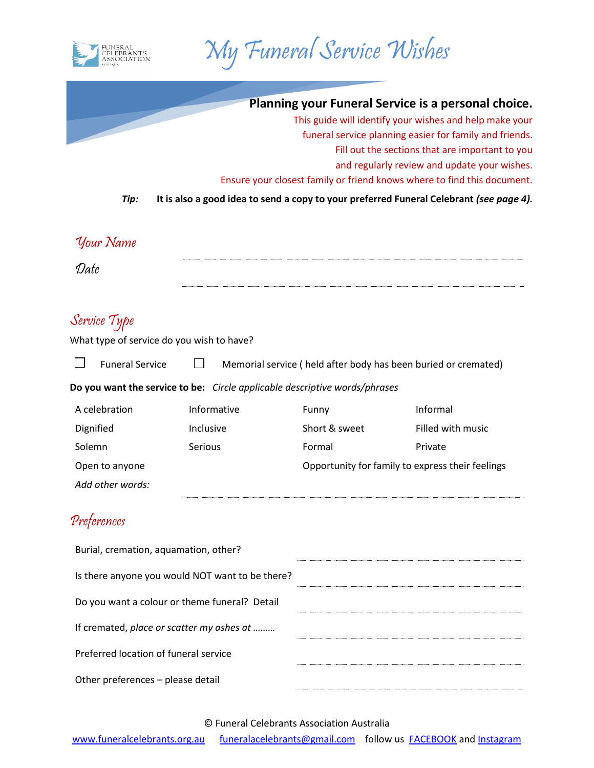# My Funeral Service Wishes

**Planning your Funeral Service is a personal choice.**

This guide will identify your wishes and help make your funeral service planning easier for family and friends. Fill out the sections that are important to you and regularly review and update your wishes. Ensure your closest family or friend knows where to find this document.

***Tip:*** **It is also a good idea to send a copy to your preferred Funeral Celebrant *(see page 4).***

## Your Name

................................................................................

## Date

................................................................................

## Service Type

What type of service do you wish to have?

☐ Funeral Service ☐ Memorial service ( held after body has been buried or cremated)

**Do you want the service to be:** *Circle applicable descriptive words/phrases*

| | | | |
|---|---|---|---|
| A celebration | Informative | Funny | Informal |
| Dignified | Inclusive | Short & sweet | Filled with music |
| Solemn | Serious | Formal | Private |
| Open to anyone | | Opportunity for family to express their feelings | |

*Add other words:* ................................................................................

## Preferences

Burial, cremation, aquamation, other? ........................................

Is there anyone you would NOT want to be there? ........................................

Do you want a colour or theme funeral? Detail ........................................

If cremated, *place or scatter my ashes at ………* ........................................

Preferred location of funeral service ........................................

Other preferences – please detail ........................................

© Funeral Celebrants Association Australia

www.funeralcelebrants.org.au funeralacelebrants@gmail.com follow us FACEBOOK and Instagram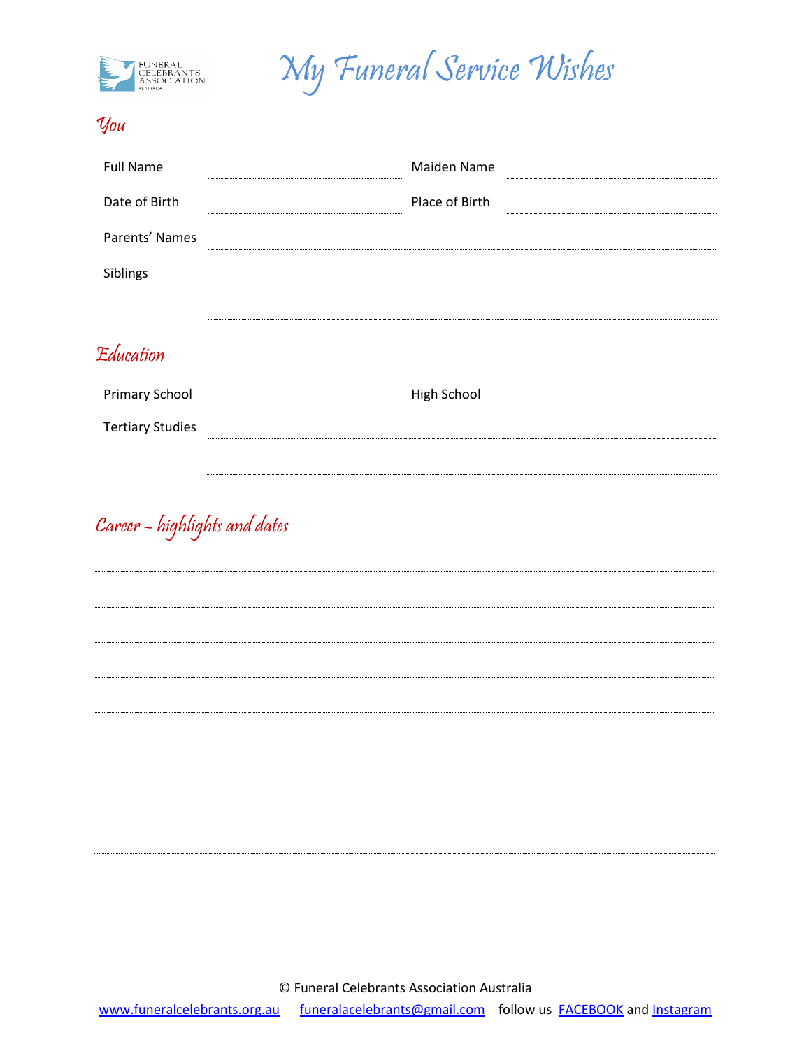# My Funeral Service Wishes

## You

Full Name ______________________ Maiden Name ______________________

Date of Birth ______________________ Place of Birth ______________________

Parents' Names ____________________________________________

Siblings ____________________________________________

____________________________________________

## Education

Primary School ______________________ High School ______________________

Tertiary Studies ____________________________________________

____________________________________________

## Career – highlights and dates

____________________________________________

____________________________________________

____________________________________________

____________________________________________

____________________________________________

____________________________________________

____________________________________________

____________________________________________

____________________________________________

© Funeral Celebrants Association Australia

www.funeralcelebrants.org.au funeralacelebrants@gmail.com follow us FACEBOOK and Instagram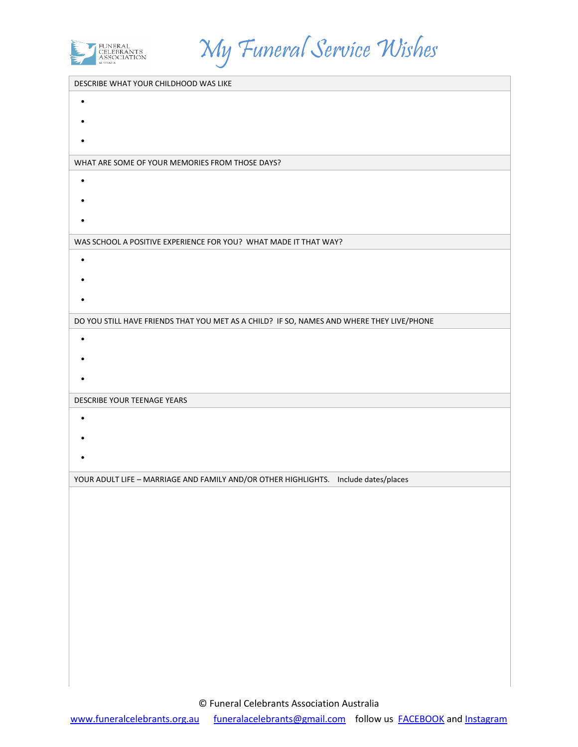# My Funeral Service Wishes

| DESCRIBE WHAT YOUR CHILDHOOD WAS LIKE |
|---|
| • <br> • <br> • |
| WHAT ARE SOME OF YOUR MEMORIES FROM THOSE DAYS? |
| • <br> • <br> • |
| WAS SCHOOL A POSITIVE EXPERIENCE FOR YOU? WHAT MADE IT THAT WAY? |
| • <br> • <br> • |
| DO YOU STILL HAVE FRIENDS THAT YOU MET AS A CHILD? IF SO, NAMES AND WHERE THEY LIVE/PHONE |
| • <br> • <br> • |
| DESCRIBE YOUR TEENAGE YEARS |
| • <br> • <br> • |
| YOUR ADULT LIFE – MARRIAGE AND FAMILY AND/OR OTHER HIGHLIGHTS. Include dates/places |
| |

© Funeral Celebrants Association Australia

www.funeralcelebrants.org.au funeralacelebrants@gmail.com follow us FACEBOOK and Instagram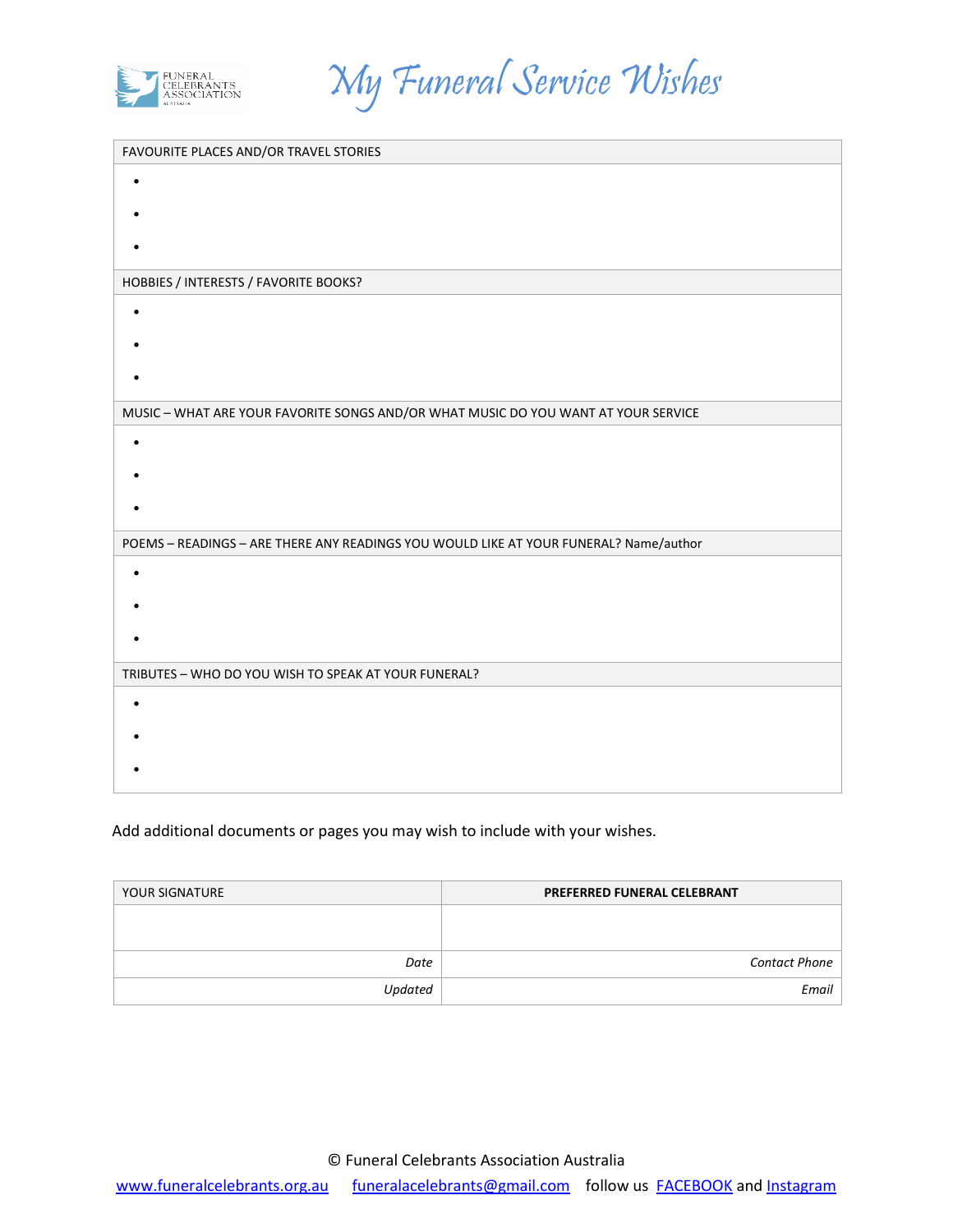# My Funeral Service Wishes

| FAVOURITE PLACES AND/OR TRAVEL STORIES |
| --- |
| • |
| • |
| • |

| HOBBIES / INTERESTS / FAVORITE BOOKS? |
| --- |
| • |
| • |
| • |

| MUSIC – WHAT ARE YOUR FAVORITE SONGS AND/OR WHAT MUSIC DO YOU WANT AT YOUR SERVICE |
| --- |
| • |
| • |
| • |

| POEMS – READINGS – ARE THERE ANY READINGS YOU WOULD LIKE AT YOUR FUNERAL? Name/author |
| --- |
| • |
| • |
| • |

| TRIBUTES – WHO DO YOU WISH TO SPEAK AT YOUR FUNERAL? |
| --- |
| • |
| • |
| • |

Add additional documents or pages you may wish to include with your wishes.

| YOUR SIGNATURE | **PREFERRED FUNERAL CELEBRANT** |
| --- | --- |
| | |
| *Date* | *Contact Phone* |
| *Updated* | *Email* |

© Funeral Celebrants Association Australia

www.funeralcelebrants.org.au funeralacelebrants@gmail.com follow us FACEBOOK and Instagram